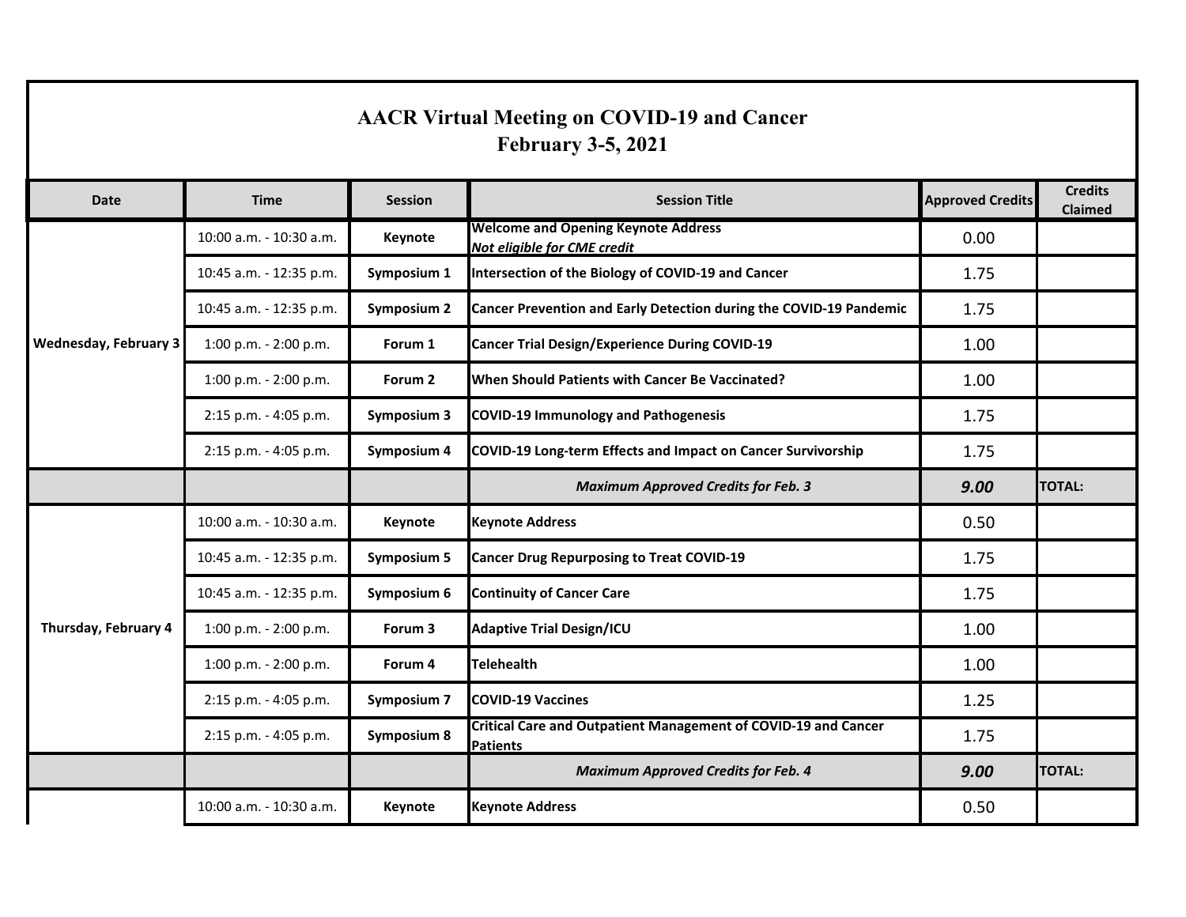# AACR Virtual Meeting on COVID-19 and Cancer
## February 3-5, 2021

| Date | Time | Session | Session Title | Approved Credits | Credits Claimed |
|---|---|---|---|---|---|
| Wednesday, February 3 | 10:00 a.m. - 10:30 a.m. | Keynote | Welcome and Opening Keynote Address *Not eligible for CME credit* | 0.00 | |
| | 10:45 a.m. - 12:35 p.m. | Symposium 1 | Intersection of the Biology of COVID-19 and Cancer | 1.75 | |
| | 10:45 a.m. - 12:35 p.m. | Symposium 2 | Cancer Prevention and Early Detection during the COVID-19 Pandemic | 1.75 | |
| | 1:00 p.m. - 2:00 p.m. | Forum 1 | Cancer Trial Design/Experience During COVID-19 | 1.00 | |
| | 1:00 p.m. - 2:00 p.m. | Forum 2 | When Should Patients with Cancer Be Vaccinated? | 1.00 | |
| | 2:15 p.m. - 4:05 p.m. | Symposium 3 | COVID-19 Immunology and Pathogenesis | 1.75 | |
| | 2:15 p.m. - 4:05 p.m. | Symposium 4 | COVID-19 Long-term Effects and Impact on Cancer Survivorship | 1.75 | |
| | | | *Maximum Approved Credits for Feb. 3* | ***9.00*** | TOTAL: |
| Thursday, February 4 | 10:00 a.m. - 10:30 a.m. | Keynote | Keynote Address | 0.50 | |
| | 10:45 a.m. - 12:35 p.m. | Symposium 5 | Cancer Drug Repurposing to Treat COVID-19 | 1.75 | |
| | 10:45 a.m. - 12:35 p.m. | Symposium 6 | Continuity of Cancer Care | 1.75 | |
| | 1:00 p.m. - 2:00 p.m. | Forum 3 | Adaptive Trial Design/ICU | 1.00 | |
| | 1:00 p.m. - 2:00 p.m. | Forum 4 | Telehealth | 1.00 | |
| | 2:15 p.m. - 4:05 p.m. | Symposium 7 | COVID-19 Vaccines | 1.25 | |
| | 2:15 p.m. - 4:05 p.m. | Symposium 8 | Critical Care and Outpatient Management of COVID-19 and Cancer Patients | 1.75 | |
| | | | *Maximum Approved Credits for Feb. 4* | ***9.00*** | TOTAL: |
| | 10:00 a.m. - 10:30 a.m. | Keynote | Keynote Address | 0.50 | |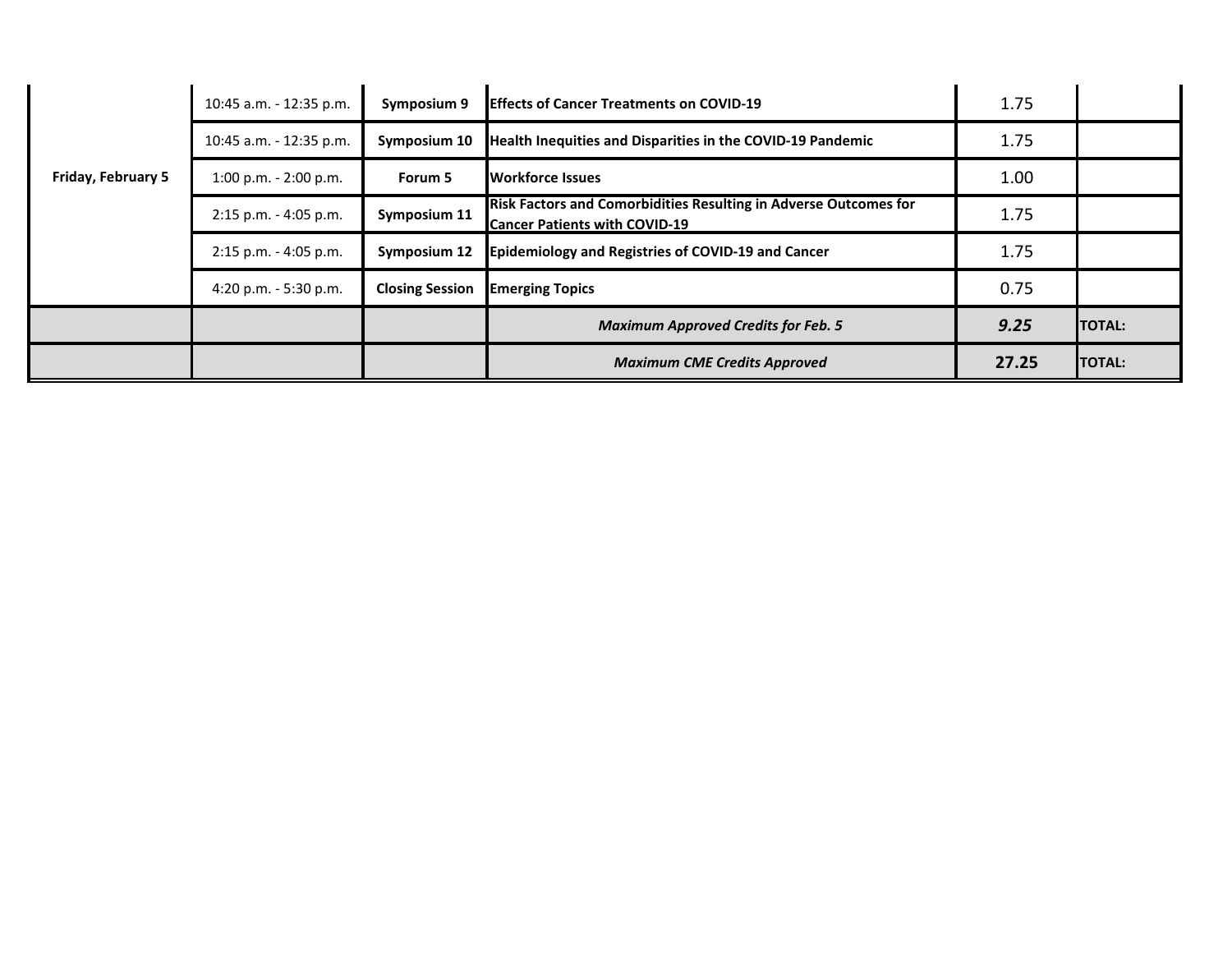| | | | | | |
|---|---|---|---|---|---|
| Friday, February 5 | 10:45 a.m. - 12:35 p.m. | **Symposium 9** | **Effects of Cancer Treatments on COVID-19** | 1.75 | |
| | 10:45 a.m. - 12:35 p.m. | **Symposium 10** | **Health Inequities and Disparities in the COVID-19 Pandemic** | 1.75 | |
| | 1:00 p.m. - 2:00 p.m. | **Forum 5** | **Workforce Issues** | 1.00 | |
| | 2:15 p.m. - 4:05 p.m. | **Symposium 11** | **Risk Factors and Comorbidities Resulting in Adverse Outcomes for Cancer Patients with COVID-19** | 1.75 | |
| | 2:15 p.m. - 4:05 p.m. | **Symposium 12** | **Epidemiology and Registries of COVID-19 and Cancer** | 1.75 | |
| | 4:20 p.m. - 5:30 p.m. | **Closing Session** | **Emerging Topics** | 0.75 | |
| | | | ***Maximum Approved Credits for Feb. 5*** | ***9.25*** | **TOTAL:** |
| | | | ***Maximum CME Credits Approved*** | **27.25** | **TOTAL:** |